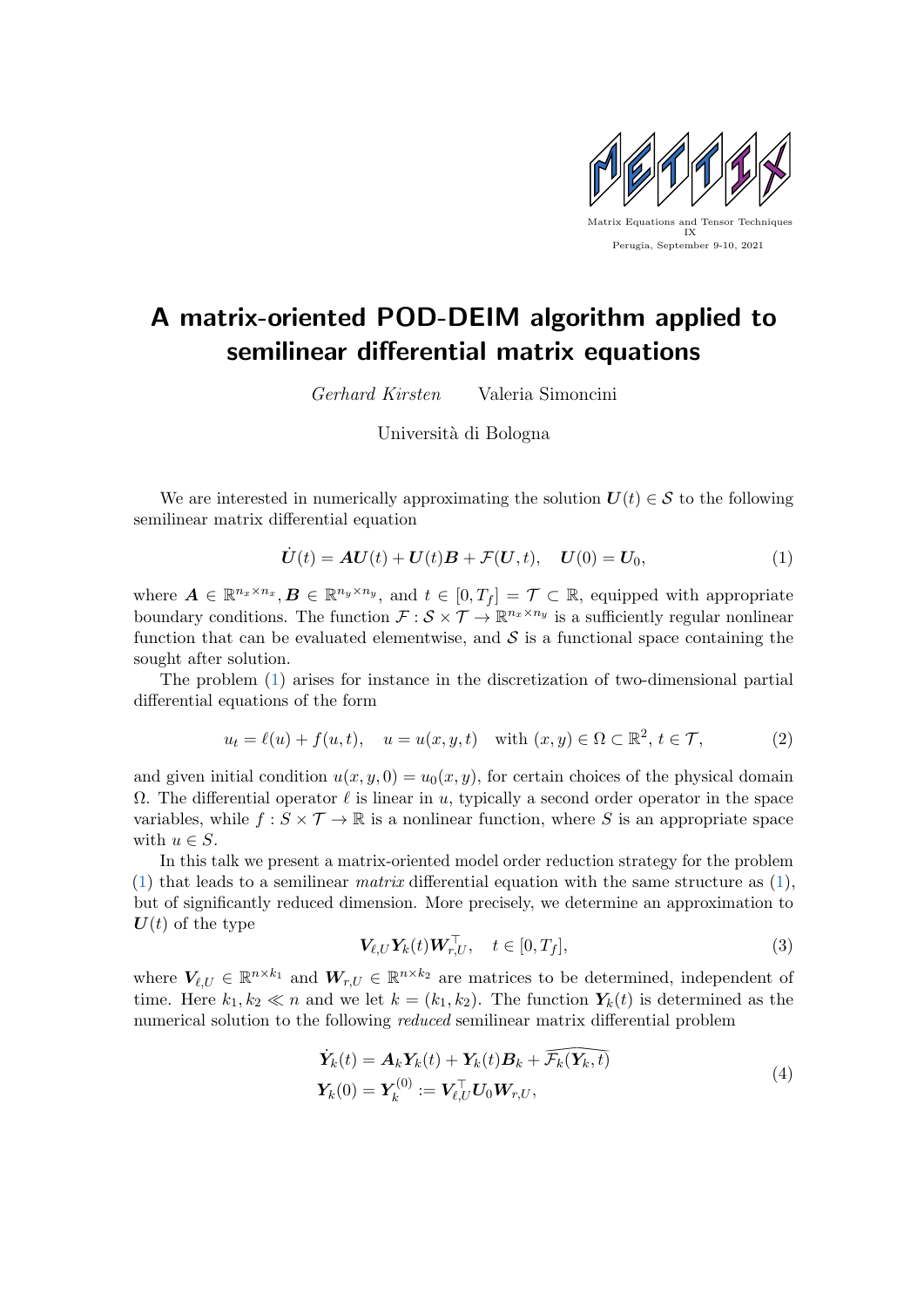Matrix Equations and Tensor Techniques
IX
Perugia, September 9-10, 2021

# A matrix-oriented POD-DEIM algorithm applied to semilinear differential matrix equations

*Gerhard Kirsten* Valeria Simoncini

Università di Bologna

We are interested in numerically approximating the solution $\boldsymbol{U}(t) \in \mathcal{S}$ to the following semilinear matrix differential equation

$$\dot{\boldsymbol{U}}(t) = \boldsymbol{A}\boldsymbol{U}(t) + \boldsymbol{U}(t)\boldsymbol{B} + \mathcal{F}(\boldsymbol{U}, t), \quad \boldsymbol{U}(0) = \boldsymbol{U}_0, \tag{1}$$

where $\boldsymbol{A} \in \mathbb{R}^{n_x \times n_x}, \boldsymbol{B} \in \mathbb{R}^{n_y \times n_y}$, and $t \in [0, T_f] = \mathcal{T} \subset \mathbb{R}$, equipped with appropriate boundary conditions. The function $\mathcal{F} : \mathcal{S} \times \mathcal{T} \to \mathbb{R}^{n_x \times n_y}$ is a sufficiently regular nonlinear function that can be evaluated elementwise, and $\mathcal{S}$ is a functional space containing the sought after solution.

The problem (1) arises for instance in the discretization of two-dimensional partial differential equations of the form

$$u_t = \ell(u) + f(u, t), \quad u = u(x, y, t) \quad \text{with } (x, y) \in \Omega \subset \mathbb{R}^2, \, t \in \mathcal{T}, \tag{2}$$

and given initial condition $u(x, y, 0) = u_0(x, y)$, for certain choices of the physical domain $\Omega$. The differential operator $\ell$ is linear in $u$, typically a second order operator in the space variables, while $f : S \times \mathcal{T} \to \mathbb{R}$ is a nonlinear function, where $S$ is an appropriate space with $u \in S$.

In this talk we present a matrix-oriented model order reduction strategy for the problem (1) that leads to a semilinear *matrix* differential equation with the same structure as (1), but of significantly reduced dimension. More precisely, we determine an approximation to $\boldsymbol{U}(t)$ of the type

$$\boldsymbol{V}_{\ell,U} \boldsymbol{Y}_k(t) \boldsymbol{W}_{r,U}^\top, \quad t \in [0, T_f], \tag{3}$$

where $\boldsymbol{V}_{\ell,U} \in \mathbb{R}^{n \times k_1}$ and $\boldsymbol{W}_{r,U} \in \mathbb{R}^{n \times k_2}$ are matrices to be determined, independent of time. Here $k_1, k_2 \ll n$ and we let $k = (k_1, k_2)$. The function $\boldsymbol{Y}_k(t)$ is determined as the numerical solution to the following *reduced* semilinear matrix differential problem

$$\begin{aligned}
\dot{\boldsymbol{Y}}_k(t) &= \boldsymbol{A}_k \boldsymbol{Y}_k(t) + \boldsymbol{Y}_k(t) \boldsymbol{B}_k + \widehat{\mathcal{F}_k(\boldsymbol{Y}_k, t)} \\
\boldsymbol{Y}_k(0) &= \boldsymbol{Y}_k^{(0)} := \boldsymbol{V}_{\ell,U}^\top \boldsymbol{U}_0 \boldsymbol{W}_{r,U},
\end{aligned} \tag{4}$$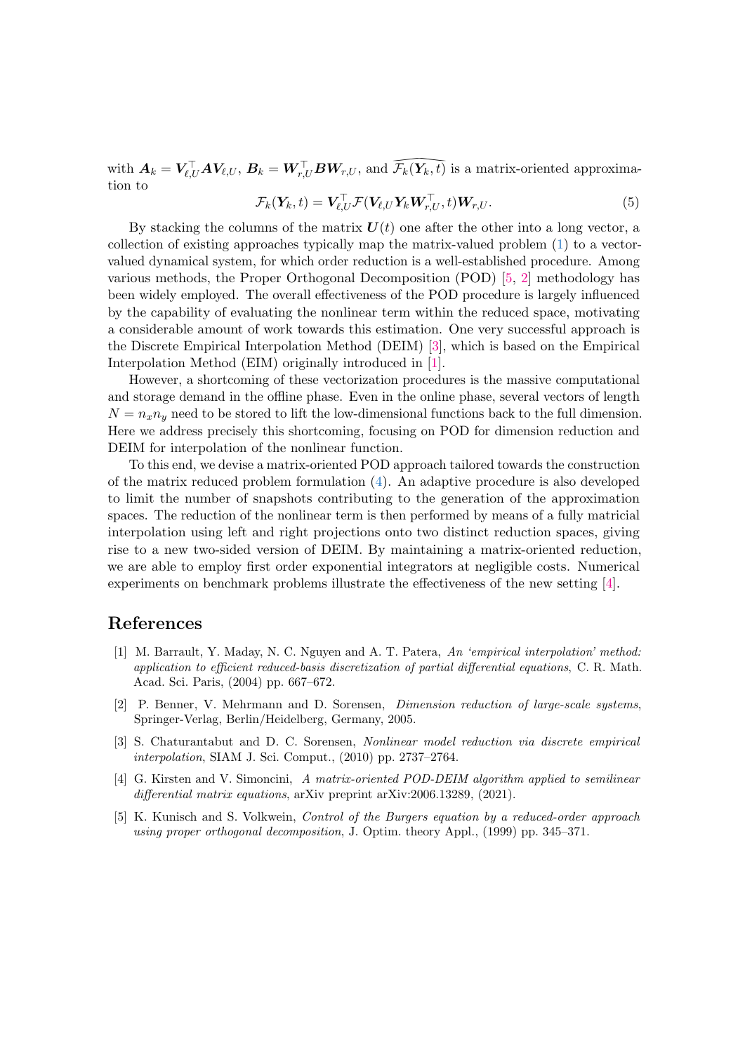with $\boldsymbol{A}_k = \boldsymbol{V}_{\ell,U}^\top \boldsymbol{A} \boldsymbol{V}_{\ell,U}$, $\boldsymbol{B}_k = \boldsymbol{W}_{r,U}^\top \boldsymbol{B} \boldsymbol{W}_{r,U}$, and $\widehat{\mathcal{F}_k(\boldsymbol{Y}_k, t)}$ is a matrix-oriented approximation to

$$\mathcal{F}_k(\boldsymbol{Y}_k, t) = \boldsymbol{V}_{\ell,U}^\top \mathcal{F}(\boldsymbol{V}_{\ell,U} \boldsymbol{Y}_k \boldsymbol{W}_{r,U}^\top, t) \boldsymbol{W}_{r,U}. \tag{5}$$

By stacking the columns of the matrix $\boldsymbol{U}(t)$ one after the other into a long vector, a collection of existing approaches typically map the matrix-valued problem (1) to a vector-valued dynamical system, for which order reduction is a well-established procedure. Among various methods, the Proper Orthogonal Decomposition (POD) [5, 2] methodology has been widely employed. The overall effectiveness of the POD procedure is largely influenced by the capability of evaluating the nonlinear term within the reduced space, motivating a considerable amount of work towards this estimation. One very successful approach is the Discrete Empirical Interpolation Method (DEIM) [3], which is based on the Empirical Interpolation Method (EIM) originally introduced in [1].

However, a shortcoming of these vectorization procedures is the massive computational and storage demand in the offline phase. Even in the online phase, several vectors of length $N = n_x n_y$ need to be stored to lift the low-dimensional functions back to the full dimension. Here we address precisely this shortcoming, focusing on POD for dimension reduction and DEIM for interpolation of the nonlinear function.

To this end, we devise a matrix-oriented POD approach tailored towards the construction of the matrix reduced problem formulation (4). An adaptive procedure is also developed to limit the number of snapshots contributing to the generation of the approximation spaces. The reduction of the nonlinear term is then performed by means of a fully matricial interpolation using left and right projections onto two distinct reduction spaces, giving rise to a new two-sided version of DEIM. By maintaining a matrix-oriented reduction, we are able to employ first order exponential integrators at negligible costs. Numerical experiments on benchmark problems illustrate the effectiveness of the new setting [4].

## References

[1] M. Barrault, Y. Maday, N. C. Nguyen and A. T. Patera, *An 'empirical interpolation' method: application to efficient reduced-basis discretization of partial differential equations*, C. R. Math. Acad. Sci. Paris, (2004) pp. 667–672.

[2] P. Benner, V. Mehrmann and D. Sorensen, *Dimension reduction of large-scale systems*, Springer-Verlag, Berlin/Heidelberg, Germany, 2005.

[3] S. Chaturantabut and D. C. Sorensen, *Nonlinear model reduction via discrete empirical interpolation*, SIAM J. Sci. Comput., (2010) pp. 2737–2764.

[4] G. Kirsten and V. Simoncini, *A matrix-oriented POD-DEIM algorithm applied to semilinear differential matrix equations*, arXiv preprint arXiv:2006.13289, (2021).

[5] K. Kunisch and S. Volkwein, *Control of the Burgers equation by a reduced-order approach using proper orthogonal decomposition*, J. Optim. theory Appl., (1999) pp. 345–371.